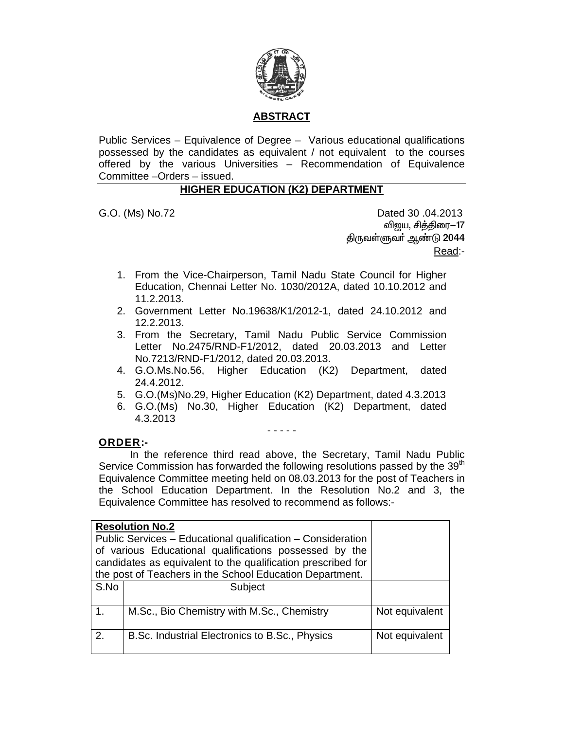## ABSTRACT

Public Services – Equivalence of Degree – Various educational qualifications possessed by the candidates as equivalent / not equivalent to the courses offered by the various Universities – Recommendation of Equivalence Committee –Orders – issued.

## HIGHER EDUCATION (K2) DEPARTMENT

G.O. (Ms) No.72 Dated 30 .04.2013

விஜய, சித்திரை–17

திருவள்ளுவர் ஆண்டு 2044

Read:-

1. From the Vice-Chairperson, Tamil Nadu State Council for Higher Education, Chennai Letter No. 1030/2012A, dated 10.10.2012 and 11.2.2013.
2. Government Letter No.19638/K1/2012-1, dated 24.10.2012 and 12.2.2013.
3. From the Secretary, Tamil Nadu Public Service Commission Letter No.2475/RND-F1/2012, dated 20.03.2013 and Letter No.7213/RND-F1/2012, dated 20.03.2013.
4. G.O.Ms.No.56, Higher Education (K2) Department, dated 24.4.2012.
5. G.O.(Ms)No.29, Higher Education (K2) Department, dated 4.3.2013
6. G.O.(Ms) No.30, Higher Education (K2) Department, dated 4.3.2013

- - - - -

**ORDER:-**

In the reference third read above, the Secretary, Tamil Nadu Public Service Commission has forwarded the following resolutions passed by the 39th Equivalence Committee meeting held on 08.03.2013 for the post of Teachers in the School Education Department. In the Resolution No.2 and 3, the Equivalence Committee has resolved to recommend as follows:-

| **Resolution No.2** Public Services – Educational qualification – Consideration of various Educational qualifications possessed by the candidates as equivalent to the qualification prescribed for the post of Teachers in the School Education Department. | | |
|---|---|---|
| S.No | Subject | |
| 1. | M.Sc., Bio Chemistry with M.Sc., Chemistry | Not equivalent |
| 2. | B.Sc. Industrial Electronics to B.Sc., Physics | Not equivalent |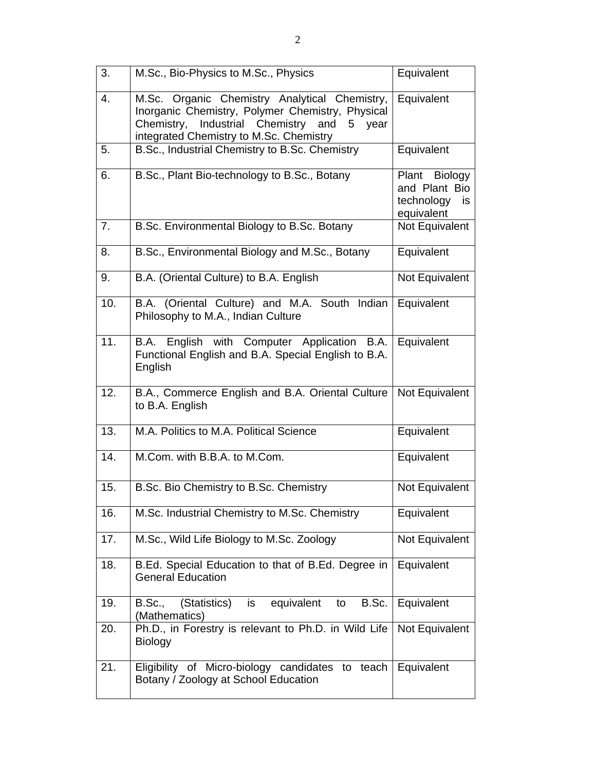| 3. | M.Sc., Bio-Physics to M.Sc., Physics | Equivalent |
|---|---|---|
| 4. | M.Sc. Organic Chemistry Analytical Chemistry, Inorganic Chemistry, Polymer Chemistry, Physical Chemistry, Industrial Chemistry and 5 year integrated Chemistry to M.Sc. Chemistry | Equivalent |
| 5. | B.Sc., Industrial Chemistry to B.Sc. Chemistry | Equivalent |
| 6. | B.Sc., Plant Bio-technology to B.Sc., Botany | Plant Biology and Plant Bio technology is equivalent |
| 7. | B.Sc. Environmental Biology to B.Sc. Botany | Not Equivalent |
| 8. | B.Sc., Environmental Biology and M.Sc., Botany | Equivalent |
| 9. | B.A. (Oriental Culture) to B.A. English | Not Equivalent |
| 10. | B.A. (Oriental Culture) and M.A. South Indian Philosophy to M.A., Indian Culture | Equivalent |
| 11. | B.A. English with Computer Application B.A. Functional English and B.A. Special English to B.A. English | Equivalent |
| 12. | B.A., Commerce English and B.A. Oriental Culture to B.A. English | Not Equivalent |
| 13. | M.A. Politics to M.A. Political Science | Equivalent |
| 14. | M.Com. with B.B.A. to M.Com. | Equivalent |
| 15. | B.Sc. Bio Chemistry to B.Sc. Chemistry | Not Equivalent |
| 16. | M.Sc. Industrial Chemistry to M.Sc. Chemistry | Equivalent |
| 17. | M.Sc., Wild Life Biology to M.Sc. Zoology | Not Equivalent |
| 18. | B.Ed. Special Education to that of B.Ed. Degree in General Education | Equivalent |
| 19. | B.Sc., (Statistics) is equivalent to B.Sc. (Mathematics) | Equivalent |
| 20. | Ph.D., in Forestry is relevant to Ph.D. in Wild Life Biology | Not Equivalent |
| 21. | Eligibility of Micro-biology candidates to teach Botany / Zoology at School Education | Equivalent |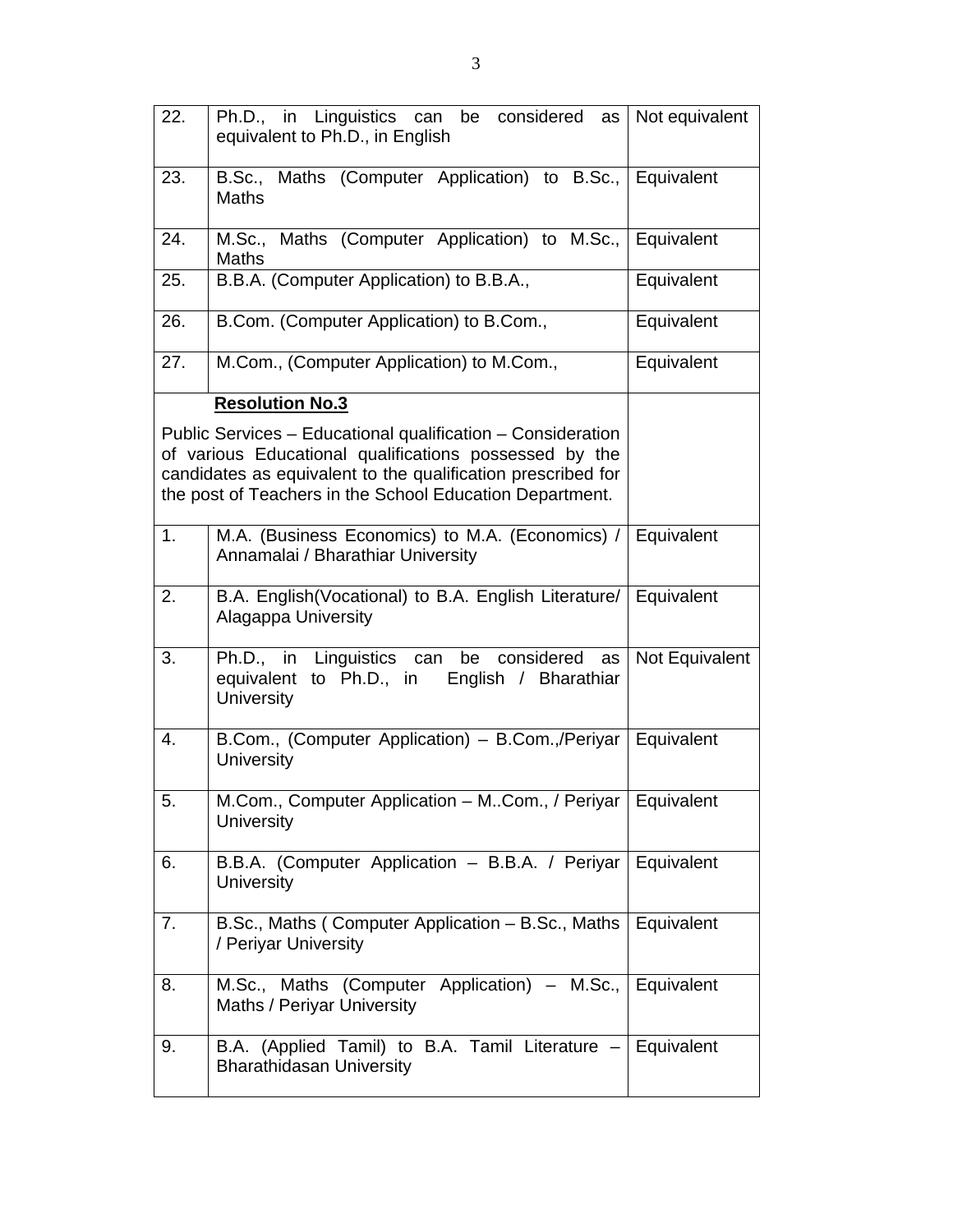| | | |
|---|---|---|
| 22. | Ph.D., in Linguistics can be considered as equivalent to Ph.D., in English | Not equivalent |
| 23. | B.Sc., Maths (Computer Application) to B.Sc., Maths | Equivalent |
| 24. | M.Sc., Maths (Computer Application) to M.Sc., Maths | Equivalent |
| 25. | B.B.A. (Computer Application) to B.B.A., | Equivalent |
| 26. | B.Com. (Computer Application) to B.Com., | Equivalent |
| 27. | M.Com., (Computer Application) to M.Com., | Equivalent |
| | **Resolution No.3**<br><br>Public Services – Educational qualification – Consideration of various Educational qualifications possessed by the candidates as equivalent to the qualification prescribed for the post of Teachers in the School Education Department. | |
| 1. | M.A. (Business Economics) to M.A. (Economics) / Annamalai / Bharathiar University | Equivalent |
| 2. | B.A. English(Vocational) to B.A. English Literature/ Alagappa University | Equivalent |
| 3. | Ph.D., in Linguistics can be considered as equivalent to Ph.D., in English / Bharathiar University | Not Equivalent |
| 4. | B.Com., (Computer Application) – B.Com.,/Periyar University | Equivalent |
| 5. | M.Com., Computer Application – M..Com., / Periyar University | Equivalent |
| 6. | B.B.A. (Computer Application – B.B.A. / Periyar University | Equivalent |
| 7. | B.Sc., Maths ( Computer Application – B.Sc., Maths / Periyar University | Equivalent |
| 8. | M.Sc., Maths (Computer Application) – M.Sc., Maths / Periyar University | Equivalent |
| 9. | B.A. (Applied Tamil) to B.A. Tamil Literature – Bharathidasan University | Equivalent |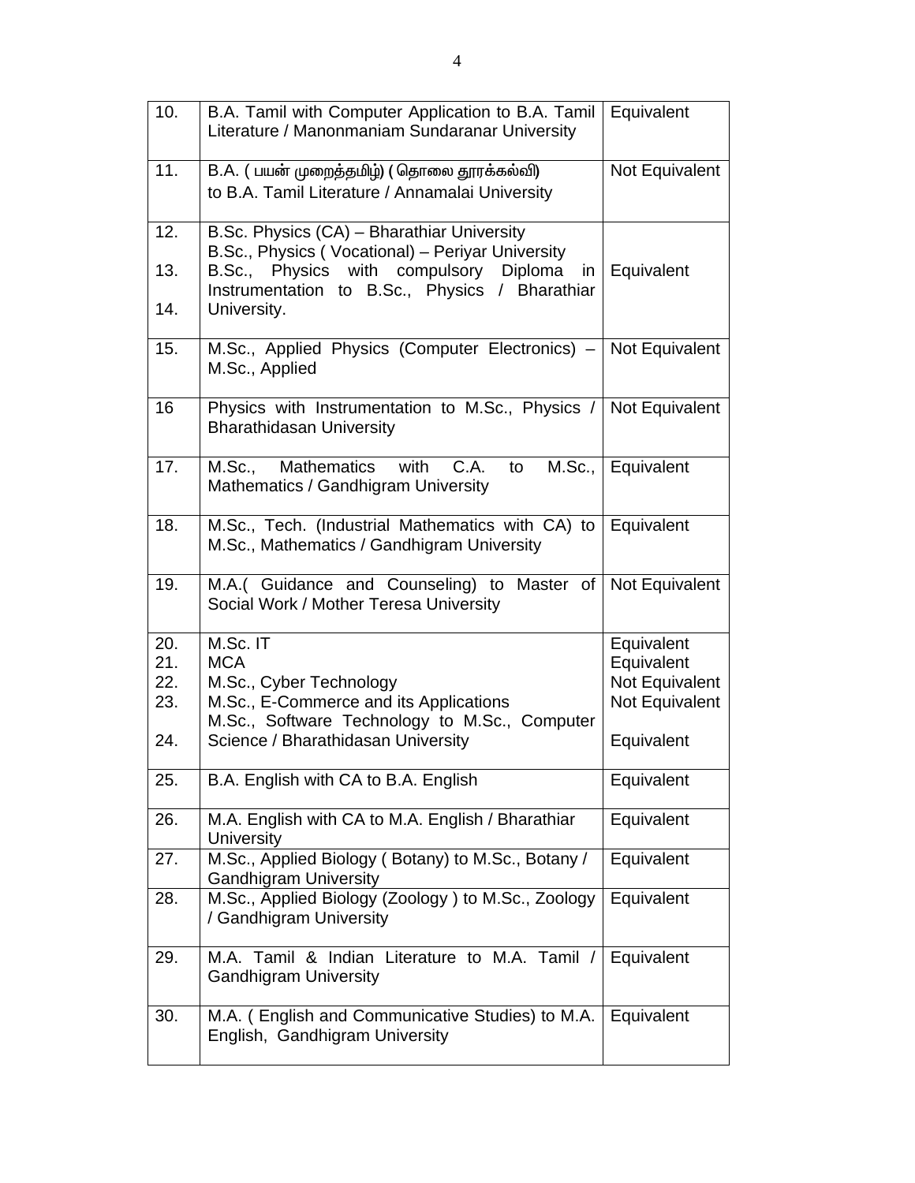| 10. | B.A. Tamil with Computer Application to B.A. Tamil Literature / Manonmaniam Sundaranar University | Equivalent |
|---|---|---|
| 11. | B.A. ( பயன் முறைத்தமிழ்) ( தொலை தூரக்கல்வி) to B.A. Tamil Literature / Annamalai University | Not Equivalent |
| 12.<br>13.<br>14. | B.Sc. Physics (CA) – Bharathiar University<br>B.Sc., Physics ( Vocational) – Periyar University<br>B.Sc., Physics with compulsory Diploma in Instrumentation to B.Sc., Physics / Bharathiar University. | Equivalent |
| 15. | M.Sc., Applied Physics (Computer Electronics) – M.Sc., Applied | Not Equivalent |
| 16 | Physics with Instrumentation to M.Sc., Physics / Bharathidasan University | Not Equivalent |
| 17. | M.Sc., Mathematics with C.A. to M.Sc., Mathematics / Gandhigram University | Equivalent |
| 18. | M.Sc., Tech. (Industrial Mathematics with CA) to M.Sc., Mathematics / Gandhigram University | Equivalent |
| 19. | M.A.( Guidance and Counseling) to Master of Social Work / Mother Teresa University | Not Equivalent |
| 20.<br>21.<br>22.<br>23.<br>24. | M.Sc. IT<br>MCA<br>M.Sc., Cyber Technology<br>M.Sc., E-Commerce and its Applications<br>M.Sc., Software Technology to M.Sc., Computer Science / Bharathidasan University | Equivalent<br>Equivalent<br>Not Equivalent<br>Not Equivalent<br>Equivalent |
| 25. | B.A. English with CA to B.A. English | Equivalent |
| 26. | M.A. English with CA to M.A. English / Bharathiar University | Equivalent |
| 27. | M.Sc., Applied Biology ( Botany) to M.Sc., Botany / Gandhigram University | Equivalent |
| 28. | M.Sc., Applied Biology (Zoology ) to M.Sc., Zoology / Gandhigram University | Equivalent |
| 29. | M.A. Tamil & Indian Literature to M.A. Tamil / Gandhigram University | Equivalent |
| 30. | M.A. ( English and Communicative Studies) to M.A. English, Gandhigram University | Equivalent |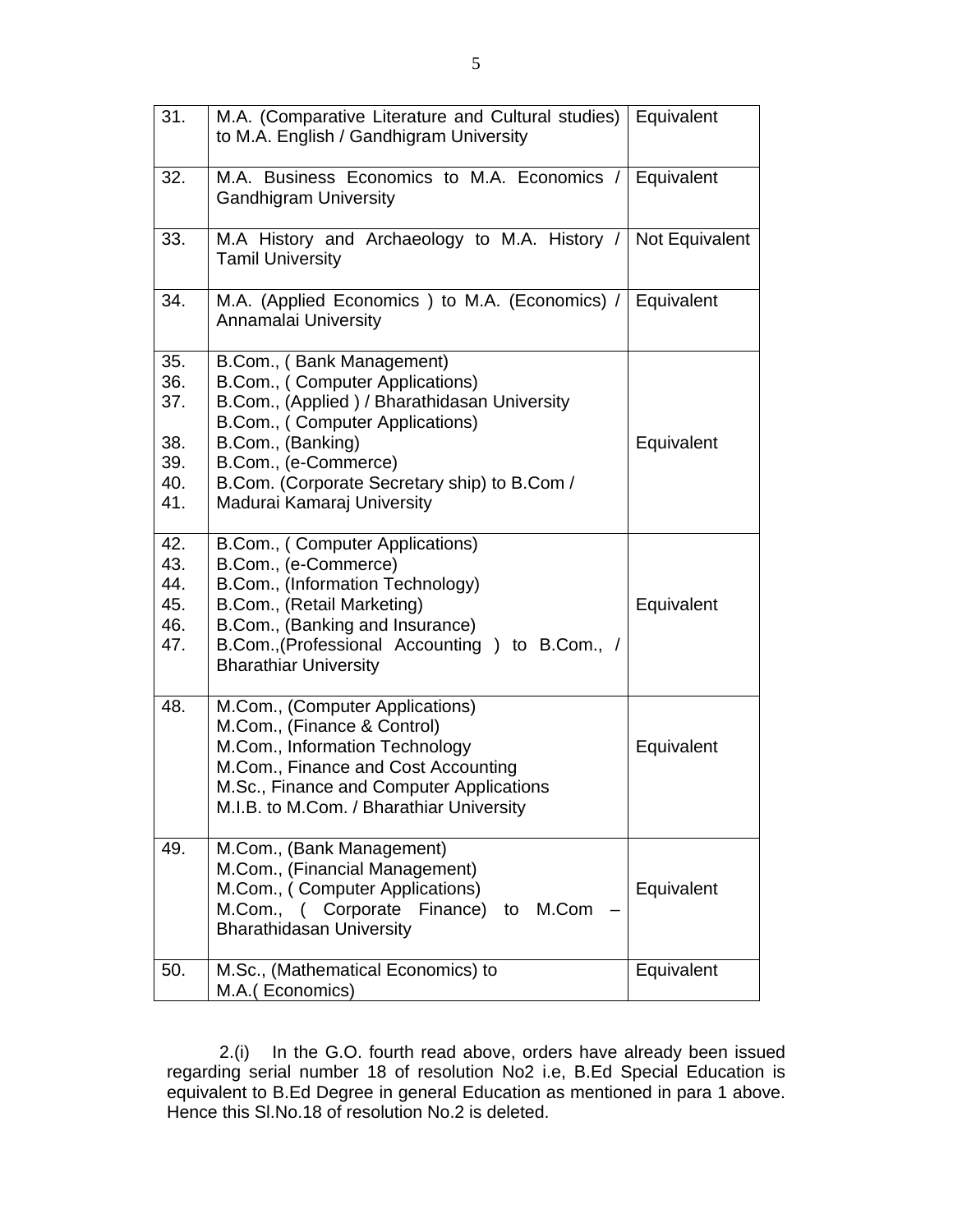| | | |
|---|---|---|
| 31. | M.A. (Comparative Literature and Cultural studies) to M.A. English / Gandhigram University | Equivalent |
| 32. | M.A. Business Economics to M.A. Economics / Gandhigram University | Equivalent |
| 33. | M.A History and Archaeology to M.A. History / Tamil University | Not Equivalent |
| 34. | M.A. (Applied Economics ) to M.A. (Economics) / Annamalai University | Equivalent |
| 35.<br>36.<br>37.<br><br>38.<br>39.<br>40.<br>41. | B.Com., ( Bank Management)<br>B.Com., ( Computer Applications)<br>B.Com., (Applied ) / Bharathidasan University<br>B.Com., ( Computer Applications)<br>B.Com., (Banking)<br>B.Com., (e-Commerce)<br>B.Com. (Corporate Secretary ship) to B.Com /<br>Madurai Kamaraj University | Equivalent |
| 42.<br>43.<br>44.<br>45.<br>46.<br>47. | B.Com., ( Computer Applications)<br>B.Com., (e-Commerce)<br>B.Com., (Information Technology)<br>B.Com., (Retail Marketing)<br>B.Com., (Banking and Insurance)<br>B.Com.,(Professional Accounting ) to B.Com., / Bharathiar University | Equivalent |
| 48. | M.Com., (Computer Applications)<br>M.Com., (Finance & Control)<br>M.Com., Information Technology<br>M.Com., Finance and Cost Accounting<br>M.Sc., Finance and Computer Applications<br>M.I.B. to M.Com. / Bharathiar University | Equivalent |
| 49. | M.Com., (Bank Management)<br>M.Com., (Financial Management)<br>M.Com., ( Computer Applications)<br>M.Com., ( Corporate Finance) to M.Com – Bharathidasan University | Equivalent |
| 50. | M.Sc., (Mathematical Economics) to M.A.( Economics) | Equivalent |

2.(i) In the G.O. fourth read above, orders have already been issued regarding serial number 18 of resolution No2 i.e, B.Ed Special Education is equivalent to B.Ed Degree in general Education as mentioned in para 1 above. Hence this Sl.No.18 of resolution No.2 is deleted.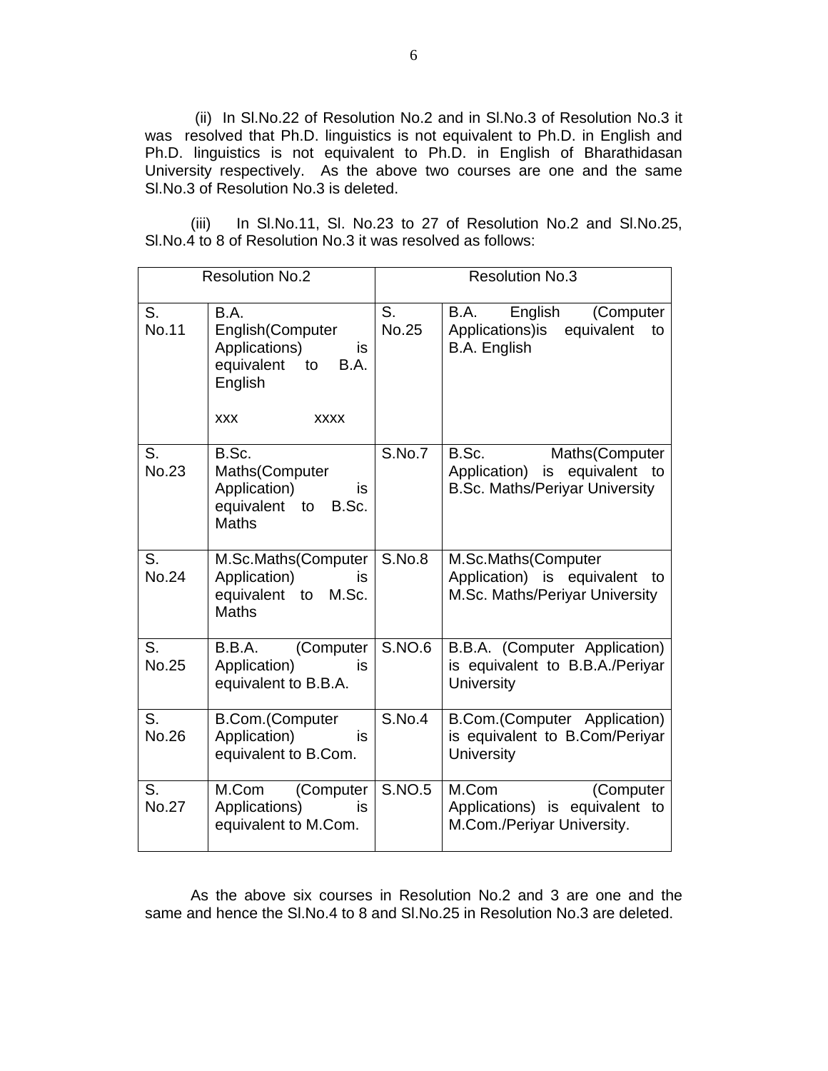(ii) In Sl.No.22 of Resolution No.2 and in Sl.No.3 of Resolution No.3 it was resolved that Ph.D. linguistics is not equivalent to Ph.D. in English and Ph.D. linguistics is not equivalent to Ph.D. in English of Bharathidasan University respectively. As the above two courses are one and the same Sl.No.3 of Resolution No.3 is deleted.

(iii) In Sl.No.11, Sl. No.23 to 27 of Resolution No.2 and Sl.No.25, Sl.No.4 to 8 of Resolution No.3 it was resolved as follows:

| Resolution No.2 | | Resolution No.3 | |
|---|---|---|---|
| S. No.11 | B.A. English(Computer Applications) is equivalent to B.A. English<br><br>xxx xxxx | S. No.25 | B.A. English (Computer Applications)is equivalent to B.A. English |
| S. No.23 | B.Sc. Maths(Computer Application) is equivalent to B.Sc. Maths | S.No.7 | B.Sc. Maths(Computer Application) is equivalent to B.Sc. Maths/Periyar University |
| S. No.24 | M.Sc.Maths(Computer Application) is equivalent to M.Sc. Maths | S.No.8 | M.Sc.Maths(Computer Application) is equivalent to M.Sc. Maths/Periyar University |
| S. No.25 | B.B.A. (Computer Application) is equivalent to B.B.A. | S.NO.6 | B.B.A. (Computer Application) is equivalent to B.B.A./Periyar University |
| S. No.26 | B.Com.(Computer Application) is equivalent to B.Com. | S.No.4 | B.Com.(Computer Application) is equivalent to B.Com/Periyar University |
| S. No.27 | M.Com (Computer Applications) is equivalent to M.Com. | S.NO.5 | M.Com (Computer Applications) is equivalent to M.Com./Periyar University. |

As the above six courses in Resolution No.2 and 3 are one and the same and hence the Sl.No.4 to 8 and Sl.No.25 in Resolution No.3 are deleted.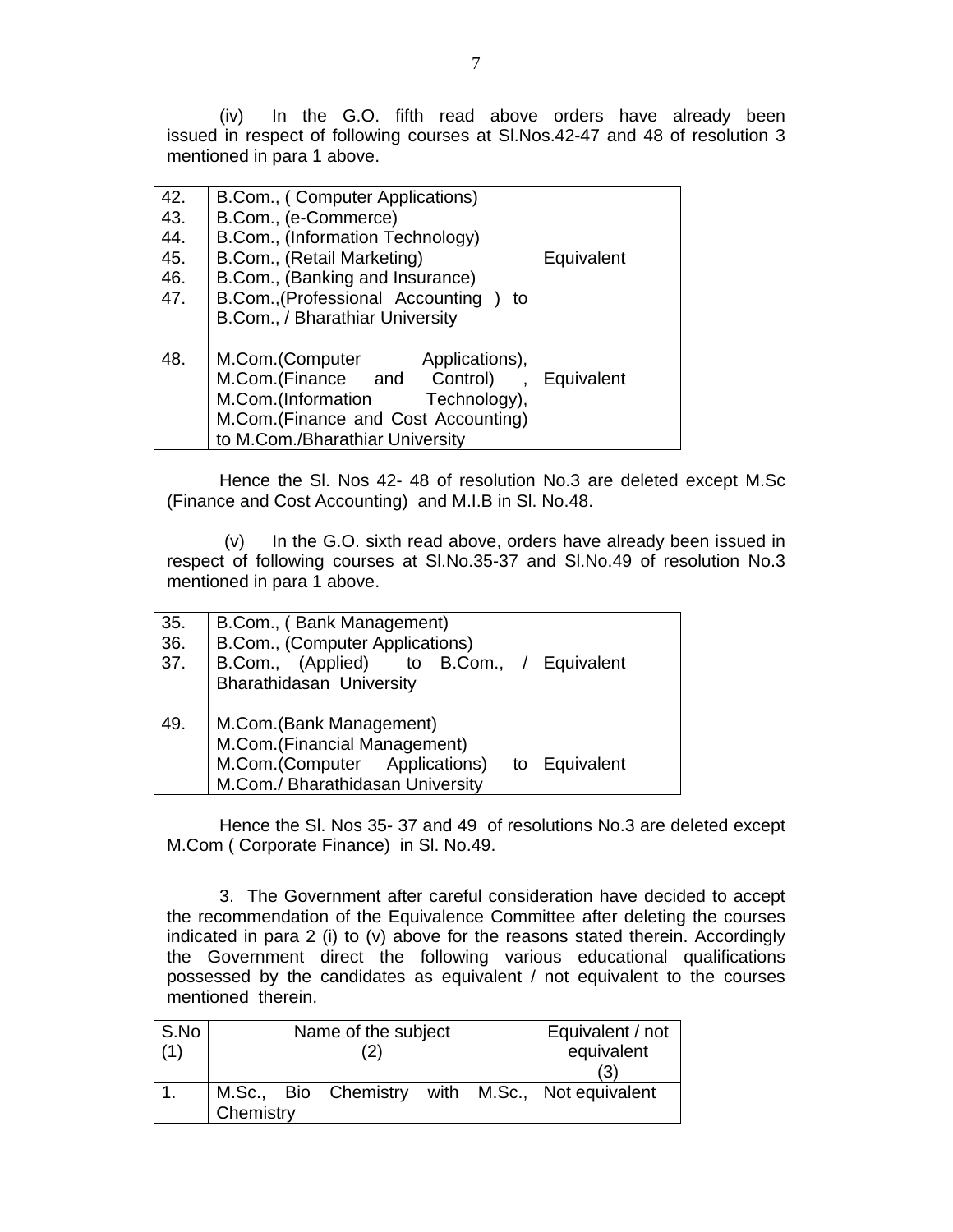(iv) In the G.O. fifth read above orders have already been issued in respect of following courses at Sl.Nos.42-47 and 48 of resolution 3 mentioned in para 1 above.

| | | |
|---|---|---|
| 42.<br>43.<br>44.<br>45.<br>46.<br>47. | B.Com., ( Computer Applications)<br>B.Com., (e-Commerce)<br>B.Com., (Information Technology)<br>B.Com., (Retail Marketing)<br>B.Com., (Banking and Insurance)<br>B.Com.,(Professional Accounting ) to B.Com., / Bharathiar University | Equivalent |
| 48. | M.Com.(Computer Applications), M.Com.(Finance and Control) , M.Com.(Information Technology), M.Com.(Finance and Cost Accounting) to M.Com./Bharathiar University | Equivalent |

Hence the Sl. Nos 42- 48 of resolution No.3 are deleted except M.Sc (Finance and Cost Accounting) and M.I.B in Sl. No.48.

(v) In the G.O. sixth read above, orders have already been issued in respect of following courses at Sl.No.35-37 and Sl.No.49 of resolution No.3 mentioned in para 1 above.

| | | |
|---|---|---|
| 35.<br>36.<br>37. | B.Com., ( Bank Management)<br>B.Com., (Computer Applications)<br>B.Com., (Applied) to B.Com., / Bharathidasan University | Equivalent |
| 49. | M.Com.(Bank Management)<br>M.Com.(Financial Management)<br>M.Com.(Computer Applications) to M.Com./ Bharathidasan University | Equivalent |

Hence the Sl. Nos 35- 37 and 49 of resolutions No.3 are deleted except M.Com ( Corporate Finance) in Sl. No.49.

3. The Government after careful consideration have decided to accept the recommendation of the Equivalence Committee after deleting the courses indicated in para 2 (i) to (v) above for the reasons stated therein. Accordingly the Government direct the following various educational qualifications possessed by the candidates as equivalent / not equivalent to the courses mentioned therein.

| S.No (1) | Name of the subject (2) | Equivalent / not equivalent (3) |
|---|---|---|
| 1. | M.Sc., Bio Chemistry with M.Sc., Chemistry | Not equivalent |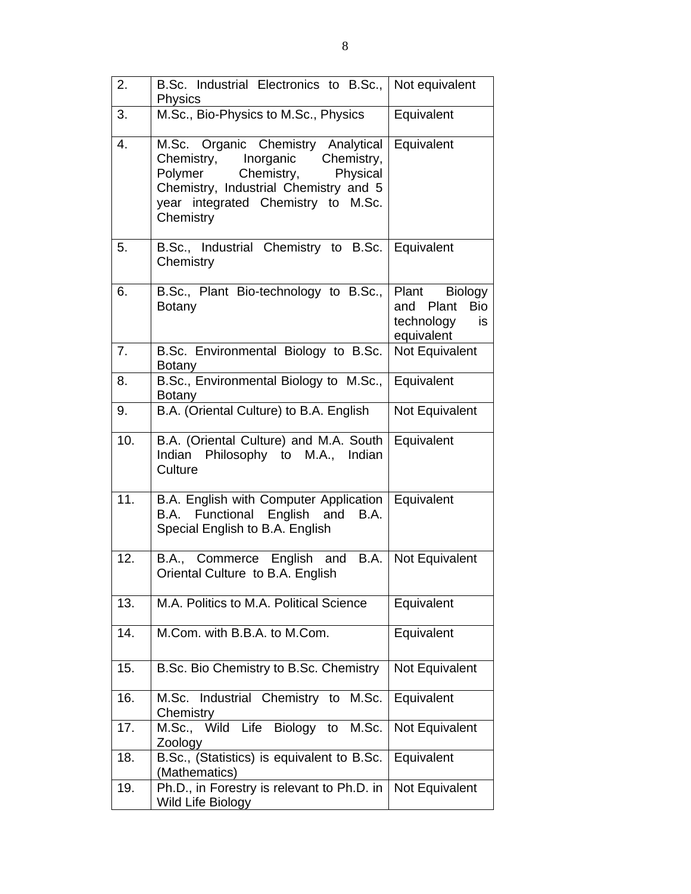| | | |
|---|---|---|
| 2. | B.Sc. Industrial Electronics to B.Sc., Physics | Not equivalent |
| 3. | M.Sc., Bio-Physics to M.Sc., Physics | Equivalent |
| 4. | M.Sc. Organic Chemistry Analytical Chemistry, Inorganic Chemistry, Polymer Chemistry, Physical Chemistry, Industrial Chemistry and 5 year integrated Chemistry to M.Sc. Chemistry | Equivalent |
| 5. | B.Sc., Industrial Chemistry to B.Sc. Chemistry | Equivalent |
| 6. | B.Sc., Plant Bio-technology to B.Sc., Botany | Plant Biology and Plant Bio technology is equivalent |
| 7. | B.Sc. Environmental Biology to B.Sc. Botany | Not Equivalent |
| 8. | B.Sc., Environmental Biology to M.Sc., Botany | Equivalent |
| 9. | B.A. (Oriental Culture) to B.A. English | Not Equivalent |
| 10. | B.A. (Oriental Culture) and M.A. South Indian Philosophy to M.A., Indian Culture | Equivalent |
| 11. | B.A. English with Computer Application B.A. Functional English and B.A. Special English to B.A. English | Equivalent |
| 12. | B.A., Commerce English and B.A. Oriental Culture to B.A. English | Not Equivalent |
| 13. | M.A. Politics to M.A. Political Science | Equivalent |
| 14. | M.Com. with B.B.A. to M.Com. | Equivalent |
| 15. | B.Sc. Bio Chemistry to B.Sc. Chemistry | Not Equivalent |
| 16. | M.Sc. Industrial Chemistry to M.Sc. Chemistry | Equivalent |
| 17. | M.Sc., Wild Life Biology to M.Sc. Zoology | Not Equivalent |
| 18. | B.Sc., (Statistics) is equivalent to B.Sc. (Mathematics) | Equivalent |
| 19. | Ph.D., in Forestry is relevant to Ph.D. in Wild Life Biology | Not Equivalent |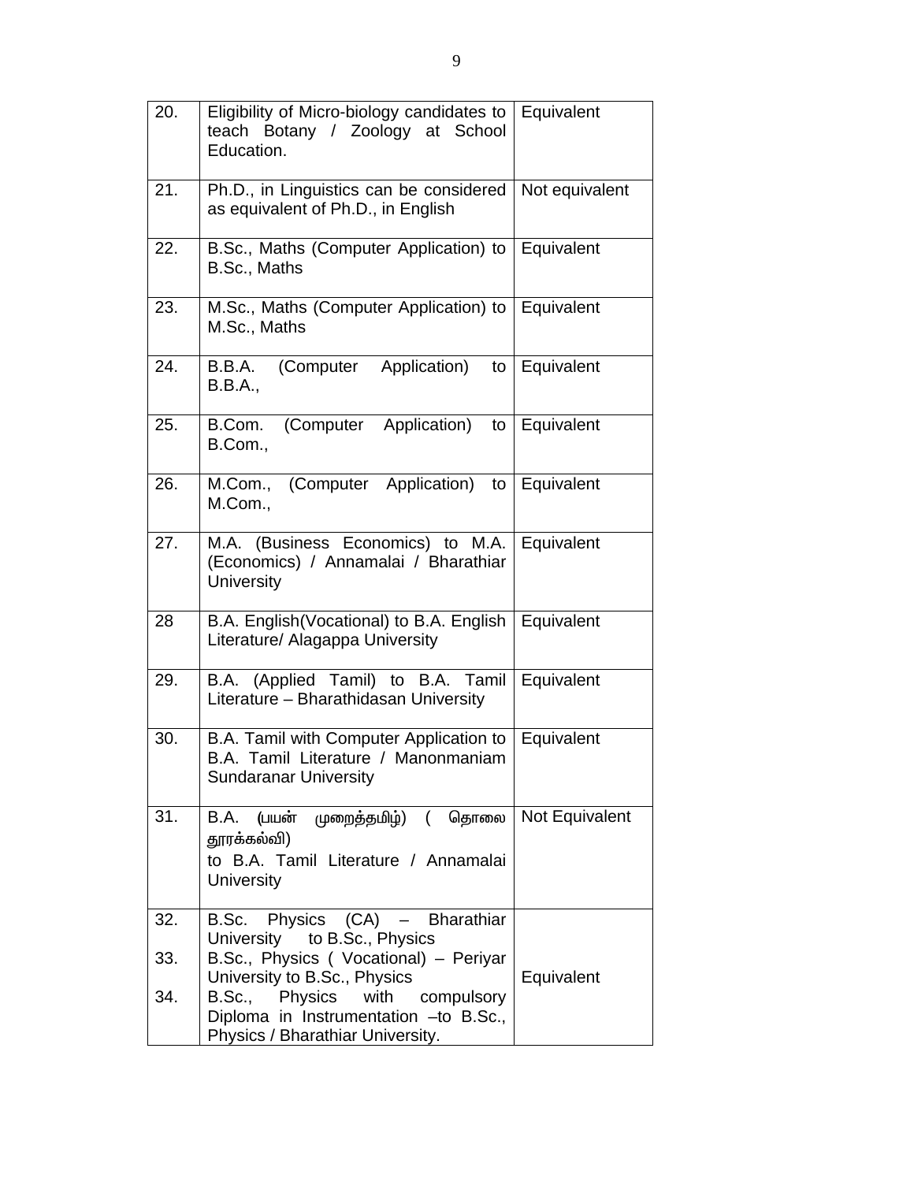| 20. | Eligibility of Micro-biology candidates to teach Botany / Zoology at School Education. | Equivalent |
|---|---|---|
| 21. | Ph.D., in Linguistics can be considered as equivalent of Ph.D., in English | Not equivalent |
| 22. | B.Sc., Maths (Computer Application) to B.Sc., Maths | Equivalent |
| 23. | M.Sc., Maths (Computer Application) to M.Sc., Maths | Equivalent |
| 24. | B.B.A. (Computer Application) to B.B.A., | Equivalent |
| 25. | B.Com. (Computer Application) to B.Com., | Equivalent |
| 26. | M.Com., (Computer Application) to M.Com., | Equivalent |
| 27. | M.A. (Business Economics) to M.A. (Economics) / Annamalai / Bharathiar University | Equivalent |
| 28 | B.A. English(Vocational) to B.A. English Literature/ Alagappa University | Equivalent |
| 29. | B.A. (Applied Tamil) to B.A. Tamil Literature – Bharathidasan University | Equivalent |
| 30. | B.A. Tamil with Computer Application to B.A. Tamil Literature / Manonmaniam Sundaranar University | Equivalent |
| 31. | B.A. (பயன் முறைத்தமிழ்) ( தொலை தூரக்கல்வி) to B.A. Tamil Literature / Annamalai University | Not Equivalent |
| 32. | B.Sc. Physics (CA) – Bharathiar University to B.Sc., Physics | Equivalent |
| 33. | B.Sc., Physics ( Vocational) – Periyar University to B.Sc., Physics | |
| 34. | B.Sc., Physics with compulsory Diploma in Instrumentation –to B.Sc., Physics / Bharathiar University. | |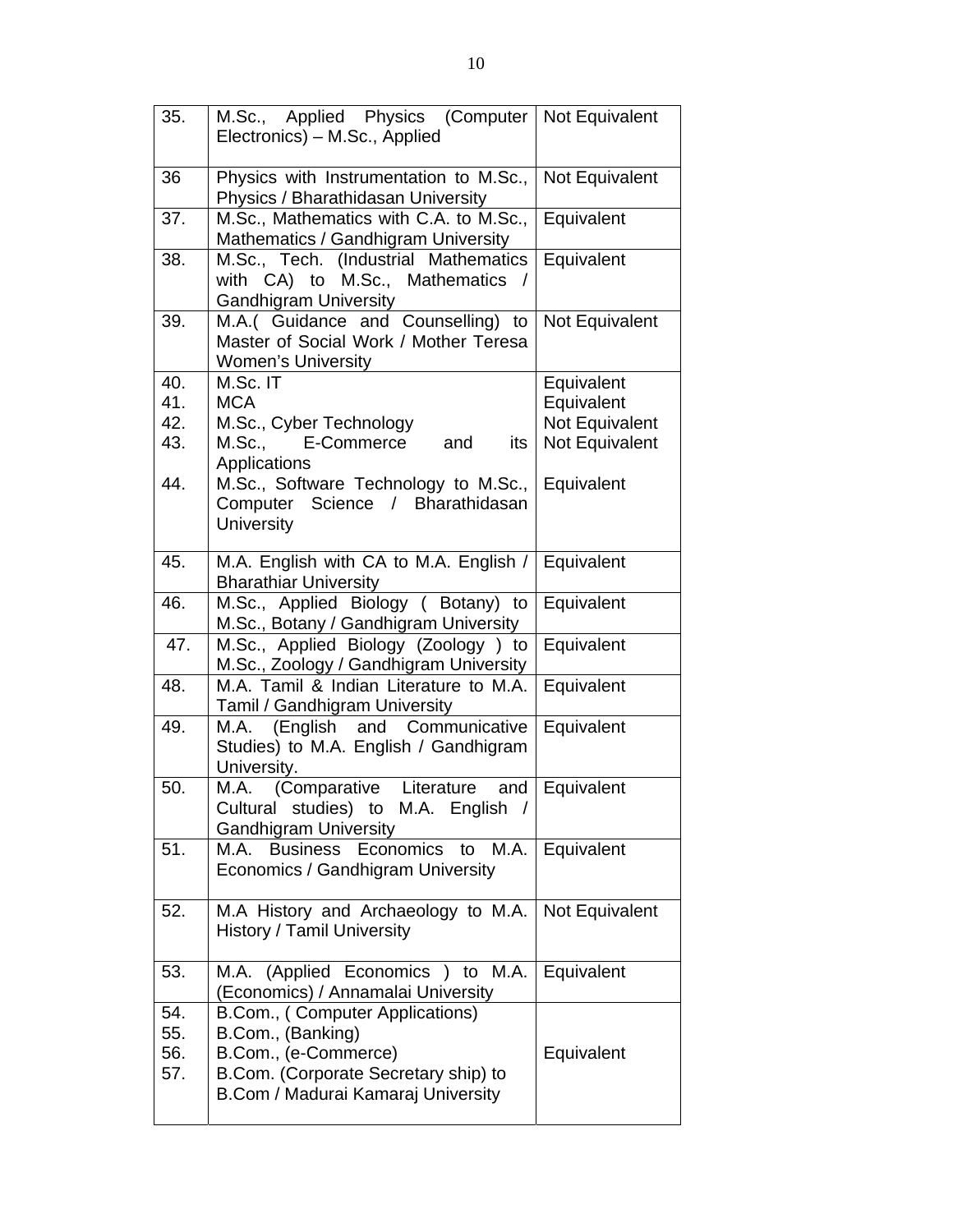| | | |
|---|---|---|
| 35. | M.Sc., Applied Physics (Computer Electronics) – M.Sc., Applied | Not Equivalent |
| 36 | Physics with Instrumentation to M.Sc., Physics / Bharathidasan University | Not Equivalent |
| 37. | M.Sc., Mathematics with C.A. to M.Sc., Mathematics / Gandhigram University | Equivalent |
| 38. | M.Sc., Tech. (Industrial Mathematics with CA) to M.Sc., Mathematics / Gandhigram University | Equivalent |
| 39. | M.A.( Guidance and Counselling) to Master of Social Work / Mother Teresa Women's University | Not Equivalent |
| 40. | M.Sc. IT | Equivalent |
| 41. | MCA | Equivalent |
| 42. | M.Sc., Cyber Technology | Not Equivalent |
| 43. | M.Sc., E-Commerce and its Applications | Not Equivalent |
| 44. | M.Sc., Software Technology to M.Sc., Computer Science / Bharathidasan University | Equivalent |
| 45. | M.A. English with CA to M.A. English / Bharathiar University | Equivalent |
| 46. | M.Sc., Applied Biology ( Botany) to M.Sc., Botany / Gandhigram University | Equivalent |
| 47. | M.Sc., Applied Biology (Zoology ) to M.Sc., Zoology / Gandhigram University | Equivalent |
| 48. | M.A. Tamil & Indian Literature to M.A. Tamil / Gandhigram University | Equivalent |
| 49. | M.A. (English and Communicative Studies) to M.A. English / Gandhigram University. | Equivalent |
| 50. | M.A. (Comparative Literature and Cultural studies) to M.A. English / Gandhigram University | Equivalent |
| 51. | M.A. Business Economics to M.A. Economics / Gandhigram University | Equivalent |
| 52. | M.A History and Archaeology to M.A. History / Tamil University | Not Equivalent |
| 53. | M.A. (Applied Economics ) to M.A. (Economics) / Annamalai University | Equivalent |
| 54. | B.Com., ( Computer Applications) | |
| 55. | B.Com., (Banking) | |
| 56. | B.Com., (e-Commerce) | Equivalent |
| 57. | B.Com. (Corporate Secretary ship) to B.Com / Madurai Kamaraj University | |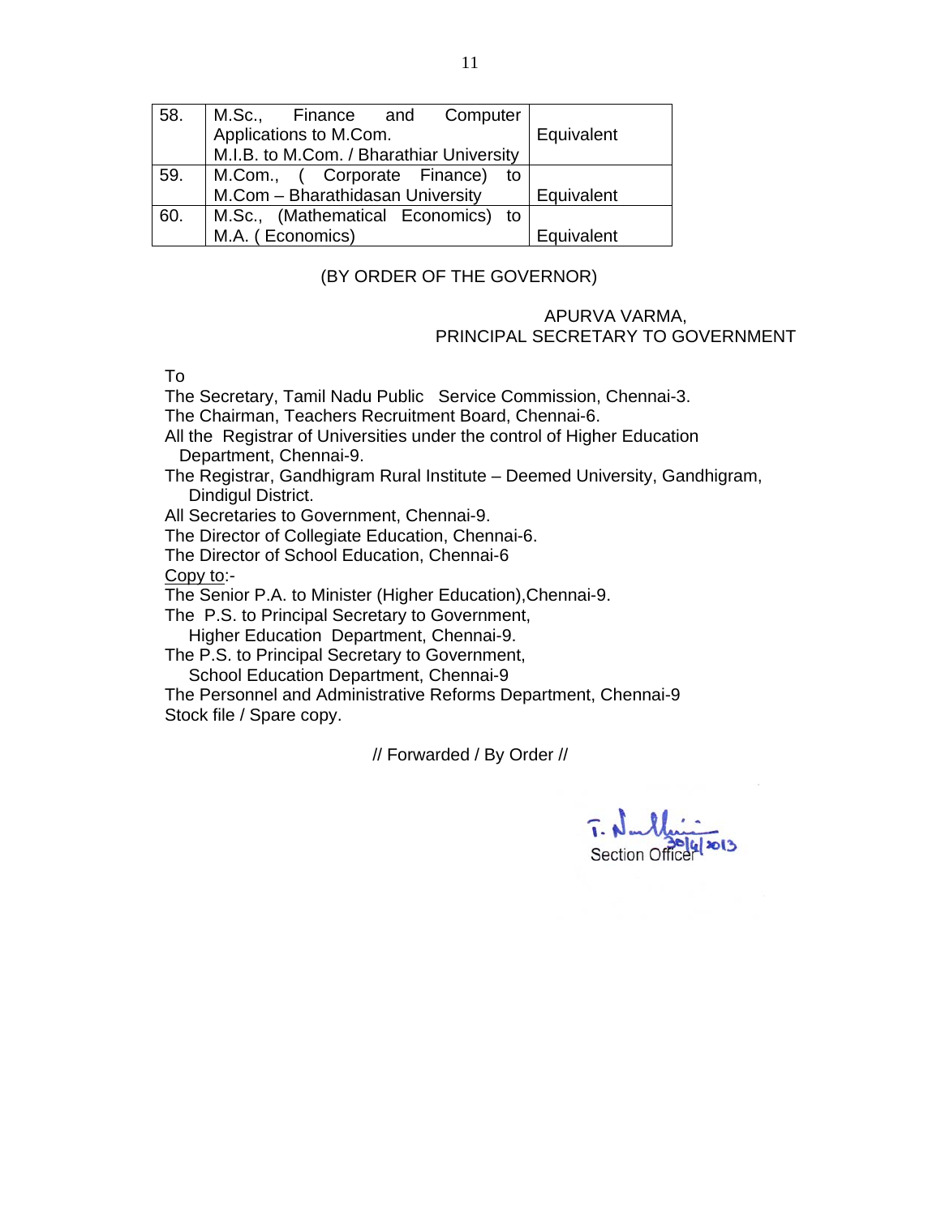| | | |
|---|---|---|
| 58. | M.Sc., Finance and Computer Applications to M.Com.<br>M.I.B. to M.Com. / Bharathiar University | Equivalent |
| 59. | M.Com., ( Corporate Finance) to M.Com – Bharathidasan University | Equivalent |
| 60. | M.Sc., (Mathematical Economics) to M.A. ( Economics) | Equivalent |

(BY ORDER OF THE GOVERNOR)

APURVA VARMA,
PRINCIPAL SECRETARY TO GOVERNMENT

To
The Secretary, Tamil Nadu Public Service Commission, Chennai-3.
The Chairman, Teachers Recruitment Board, Chennai-6.
All the Registrar of Universities under the control of Higher Education Department, Chennai-9.
The Registrar, Gandhigram Rural Institute – Deemed University, Gandhigram, Dindigul District.
All Secretaries to Government, Chennai-9.
The Director of Collegiate Education, Chennai-6.
The Director of School Education, Chennai-6
Copy to:-
The Senior P.A. to Minister (Higher Education),Chennai-9.
The P.S. to Principal Secretary to Government, Higher Education Department, Chennai-9.
The P.S. to Principal Secretary to Government, School Education Department, Chennai-9
The Personnel and Administrative Reforms Department, Chennai-9
Stock file / Spare copy.

// Forwarded / By Order //

Section Officer
30/4/2013